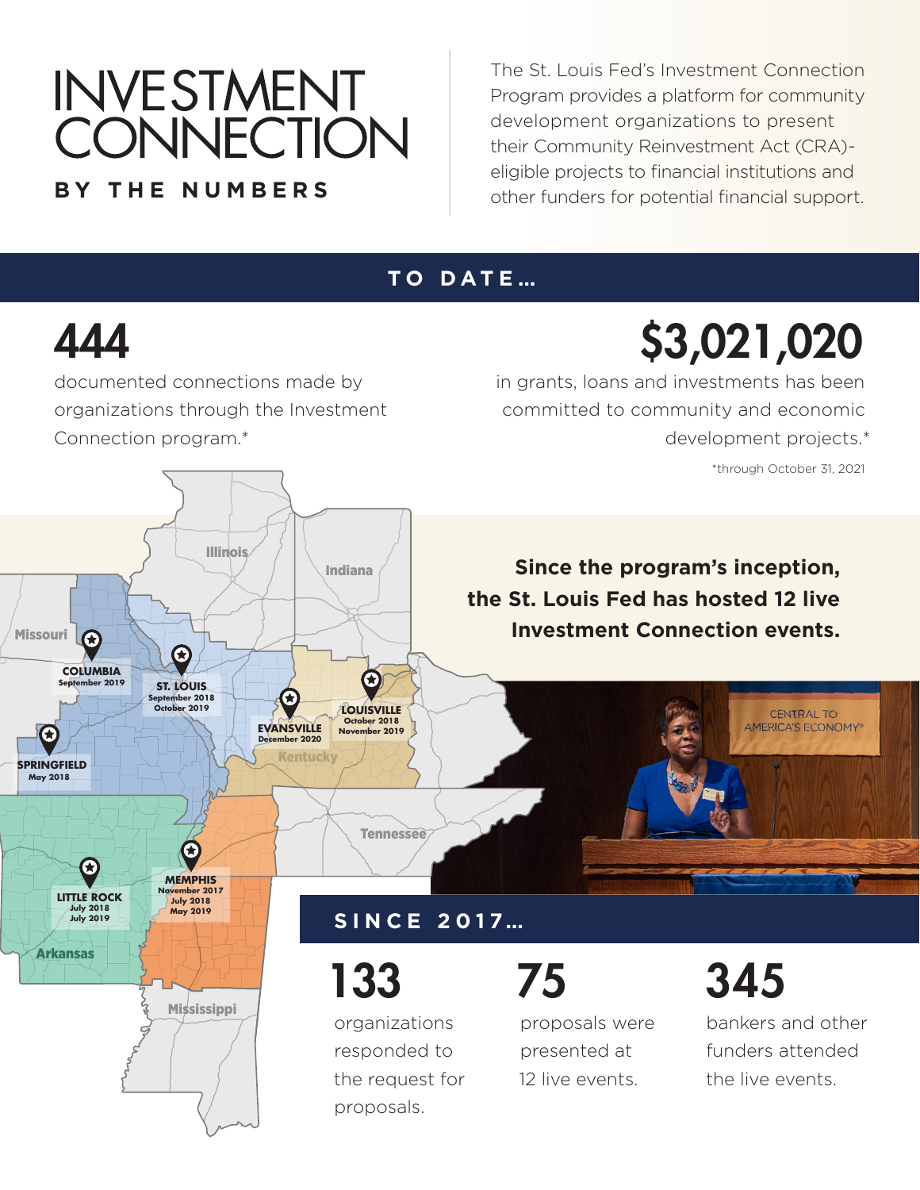# INVESTMENT CONNECTION

## BY THE NUMBERS

The St. Louis Fed's Investment Connection Program provides a platform for community development organizations to present their Community Reinvestment Act (CRA)-eligible projects to financial institutions and other funders for potential financial support.

## TO DATE…

**444**

documented connections made by organizations through the Investment Connection program.*

**$3,021,020**

in grants, loans and investments has been committed to community and economic development projects.*

*through October 31, 2021

Missouri · Illinois · Indiana · Kentucky · Tennessee · Arkansas · Mississippi

**COLUMBIA** September 2019

**ST. LOUIS** September 2018, October 2019

**EVANSVILLE** December 2020

**LOUISVILLE** October 2018, November 2019

**SPRINGFIELD** May 2018

**LITTLE ROCK** July 2018, July 2019

**MEMPHIS** November 2017, July 2018, May 2019

**Since the program's inception, the St. Louis Fed has hosted 12 live Investment Connection events.**

## SINCE 2017…

**133**

organizations responded to the request for proposals.

**75**

proposals were presented at 12 live events.

**345**

bankers and other funders attended the live events.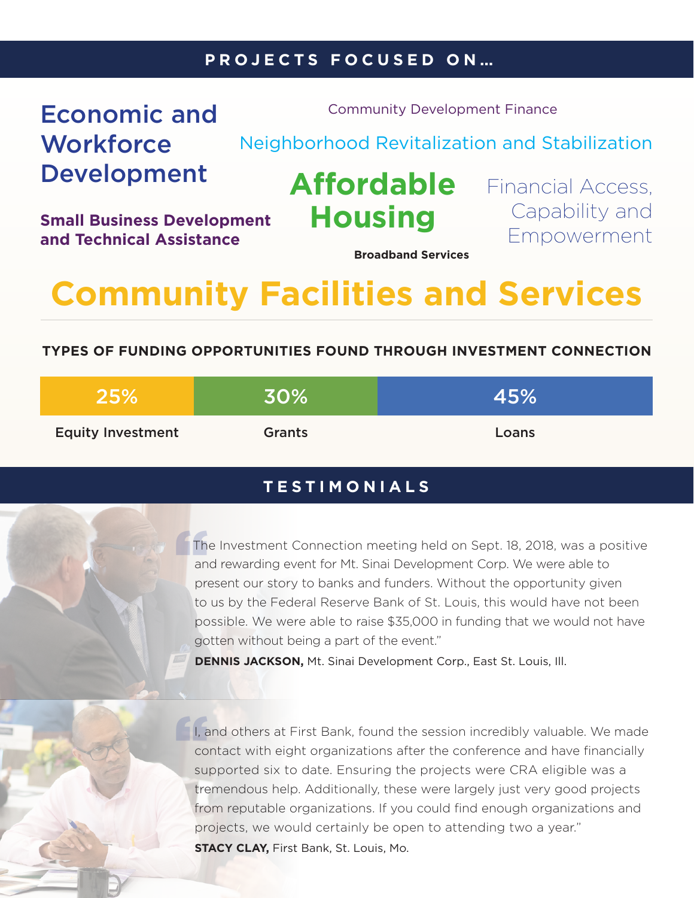## PROJECTS FOCUSED ON…

Economic and Workforce Development

Community Development Finance

Neighborhood Revitalization and Stabilization

Affordable Housing

Financial Access, Capability and Empowerment

Small Business Development and Technical Assistance

Broadband Services

Community Facilities and Services

### TYPES OF FUNDING OPPORTUNITIES FOUND THROUGH INVESTMENT CONNECTION

25%
Equity Investment

30%
Grants

45%
Loans

## TESTIMONIALS

"The Investment Connection meeting held on Sept. 18, 2018, was a positive and rewarding event for Mt. Sinai Development Corp. We were able to present our story to banks and funders. Without the opportunity given to us by the Federal Reserve Bank of St. Louis, this would have not been possible. We were able to raise $35,000 in funding that we would not have gotten without being a part of the event."

**DENNIS JACKSON,** Mt. Sinai Development Corp., East St. Louis, Ill.

"I, and others at First Bank, found the session incredibly valuable. We made contact with eight organizations after the conference and have financially supported six to date. Ensuring the projects were CRA eligible was a tremendous help. Additionally, these were largely just very good projects from reputable organizations. If you could find enough organizations and projects, we would certainly be open to attending two a year."

**STACY CLAY,** First Bank, St. Louis, Mo.